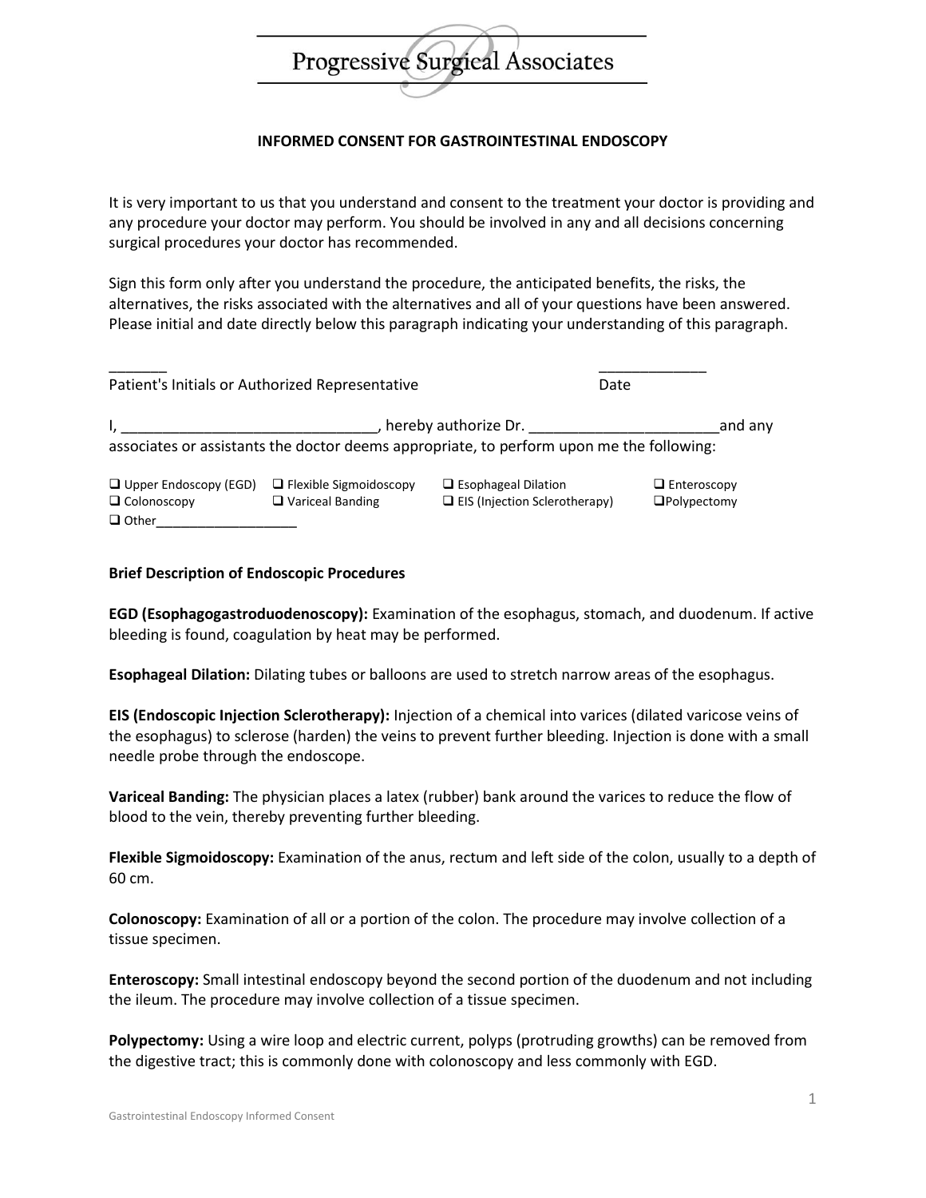# Progressive Surgical Associates

**INFORMED CONSENT FOR GASTROINTESTINAL ENDOSCOPY**

It is very important to us that you understand and consent to the treatment your doctor is providing and any procedure your doctor may perform. You should be involved in any and all decisions concerning surgical procedures your doctor has recommended.

Sign this form only after you understand the procedure, the anticipated benefits, the risks, the alternatives, the risks associated with the alternatives and all of your questions have been answered. Please initial and date directly below this paragraph indicating your understanding of this paragraph.

_______ _____________
Patient's Initials or Authorized Representative Date

I, _______________________________, hereby authorize Dr. _______________________and any associates or assistants the doctor deems appropriate, to perform upon me the following:

- ❑ Upper Endoscopy (EGD)
- ❑ Flexible Sigmoidoscopy
- ❑ Esophageal Dilation
- ❑ Enteroscopy
- ❑ Colonoscopy
- ❑ Variceal Banding
- ❑ EIS (Injection Sclerotherapy)
- ❑ Polypectomy
- ❑ Other___________________

**Brief Description of Endoscopic Procedures**

**EGD (Esophagogastroduodenoscopy):** Examination of the esophagus, stomach, and duodenum. If active bleeding is found, coagulation by heat may be performed.

**Esophageal Dilation:** Dilating tubes or balloons are used to stretch narrow areas of the esophagus.

**EIS (Endoscopic Injection Sclerotherapy):** Injection of a chemical into varices (dilated varicose veins of the esophagus) to sclerose (harden) the veins to prevent further bleeding. Injection is done with a small needle probe through the endoscope.

**Variceal Banding:** The physician places a latex (rubber) bank around the varices to reduce the flow of blood to the vein, thereby preventing further bleeding.

**Flexible Sigmoidoscopy:** Examination of the anus, rectum and left side of the colon, usually to a depth of 60 cm.

**Colonoscopy:** Examination of all or a portion of the colon. The procedure may involve collection of a tissue specimen.

**Enteroscopy:** Small intestinal endoscopy beyond the second portion of the duodenum and not including the ileum. The procedure may involve collection of a tissue specimen.

**Polypectomy:** Using a wire loop and electric current, polyps (protruding growths) can be removed from the digestive tract; this is commonly done with colonoscopy and less commonly with EGD.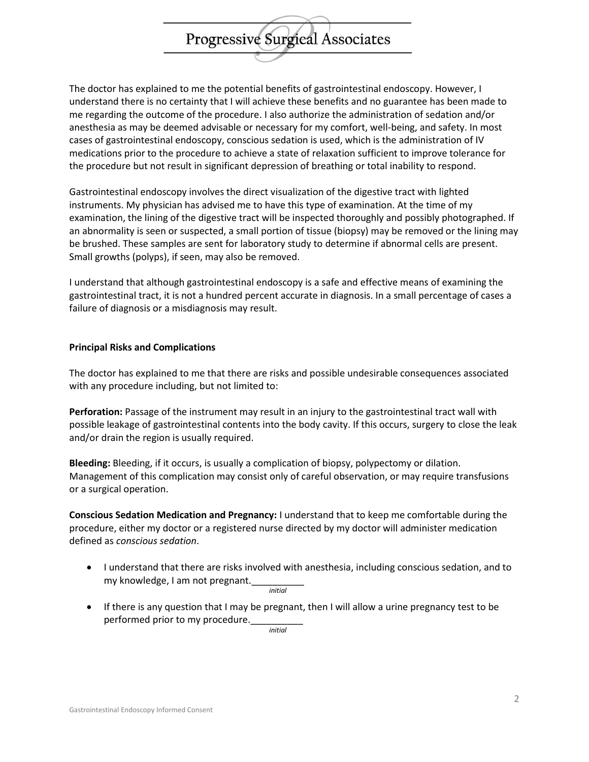The doctor has explained to me the potential benefits of gastrointestinal endoscopy. However, I understand there is no certainty that I will achieve these benefits and no guarantee has been made to me regarding the outcome of the procedure. I also authorize the administration of sedation and/or anesthesia as may be deemed advisable or necessary for my comfort, well-being, and safety. In most cases of gastrointestinal endoscopy, conscious sedation is used, which is the administration of IV medications prior to the procedure to achieve a state of relaxation sufficient to improve tolerance for the procedure but not result in significant depression of breathing or total inability to respond.

Gastrointestinal endoscopy involves the direct visualization of the digestive tract with lighted instruments. My physician has advised me to have this type of examination. At the time of my examination, the lining of the digestive tract will be inspected thoroughly and possibly photographed. If an abnormality is seen or suspected, a small portion of tissue (biopsy) may be removed or the lining may be brushed. These samples are sent for laboratory study to determine if abnormal cells are present. Small growths (polyps), if seen, may also be removed.

I understand that although gastrointestinal endoscopy is a safe and effective means of examining the gastrointestinal tract, it is not a hundred percent accurate in diagnosis. In a small percentage of cases a failure of diagnosis or a misdiagnosis may result.

**Principal Risks and Complications**

The doctor has explained to me that there are risks and possible undesirable consequences associated with any procedure including, but not limited to:

**Perforation:** Passage of the instrument may result in an injury to the gastrointestinal tract wall with possible leakage of gastrointestinal contents into the body cavity. If this occurs, surgery to close the leak and/or drain the region is usually required.

**Bleeding:** Bleeding, if it occurs, is usually a complication of biopsy, polypectomy or dilation. Management of this complication may consist only of careful observation, or may require transfusions or a surgical operation.

**Conscious Sedation Medication and Pregnancy:** I understand that to keep me comfortable during the procedure, either my doctor or a registered nurse directed by my doctor will administer medication defined as *conscious sedation*.

- I understand that there are risks involved with anesthesia, including conscious sedation, and to my knowledge, I am not pregnant.__________ *initial*
- If there is any question that I may be pregnant, then I will allow a urine pregnancy test to be performed prior to my procedure.__________ *initial*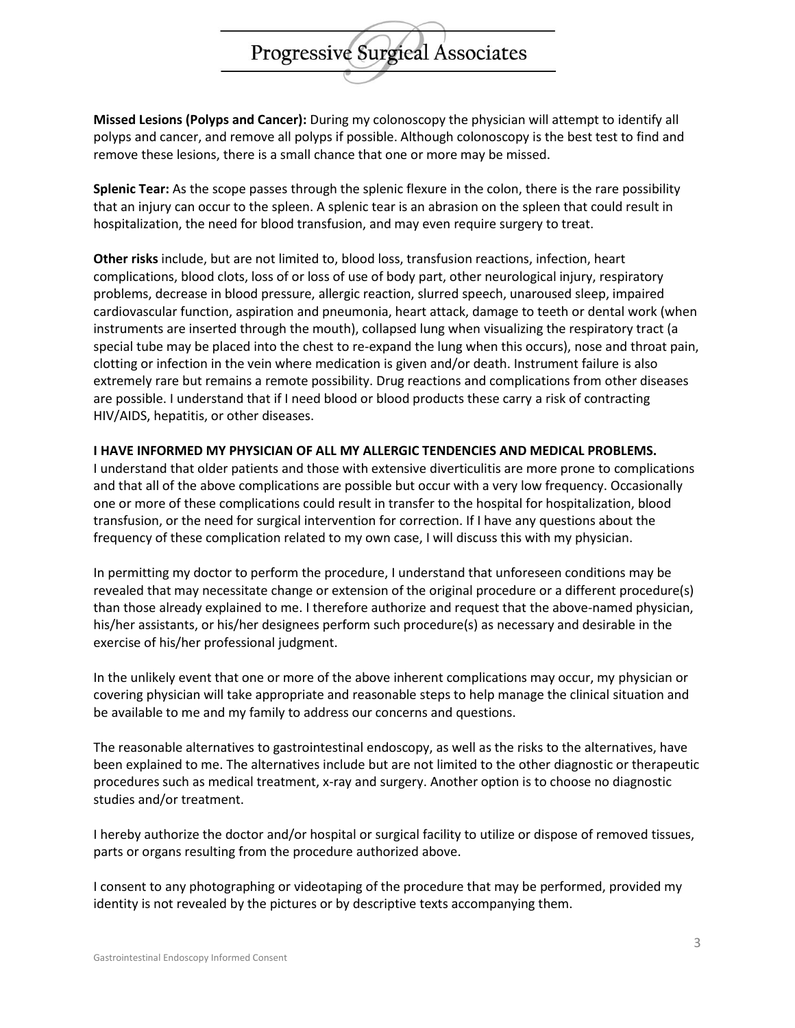**Missed Lesions (Polyps and Cancer):** During my colonoscopy the physician will attempt to identify all polyps and cancer, and remove all polyps if possible. Although colonoscopy is the best test to find and remove these lesions, there is a small chance that one or more may be missed.

**Splenic Tear:** As the scope passes through the splenic flexure in the colon, there is the rare possibility that an injury can occur to the spleen. A splenic tear is an abrasion on the spleen that could result in hospitalization, the need for blood transfusion, and may even require surgery to treat.

**Other risks** include, but are not limited to, blood loss, transfusion reactions, infection, heart complications, blood clots, loss of or loss of use of body part, other neurological injury, respiratory problems, decrease in blood pressure, allergic reaction, slurred speech, unaroused sleep, impaired cardiovascular function, aspiration and pneumonia, heart attack, damage to teeth or dental work (when instruments are inserted through the mouth), collapsed lung when visualizing the respiratory tract (a special tube may be placed into the chest to re-expand the lung when this occurs), nose and throat pain, clotting or infection in the vein where medication is given and/or death. Instrument failure is also extremely rare but remains a remote possibility. Drug reactions and complications from other diseases are possible. I understand that if I need blood or blood products these carry a risk of contracting HIV/AIDS, hepatitis, or other diseases.

**I HAVE INFORMED MY PHYSICIAN OF ALL MY ALLERGIC TENDENCIES AND MEDICAL PROBLEMS.**
I understand that older patients and those with extensive diverticulitis are more prone to complications and that all of the above complications are possible but occur with a very low frequency. Occasionally one or more of these complications could result in transfer to the hospital for hospitalization, blood transfusion, or the need for surgical intervention for correction. If I have any questions about the frequency of these complication related to my own case, I will discuss this with my physician.

In permitting my doctor to perform the procedure, I understand that unforeseen conditions may be revealed that may necessitate change or extension of the original procedure or a different procedure(s) than those already explained to me. I therefore authorize and request that the above-named physician, his/her assistants, or his/her designees perform such procedure(s) as necessary and desirable in the exercise of his/her professional judgment.

In the unlikely event that one or more of the above inherent complications may occur, my physician or covering physician will take appropriate and reasonable steps to help manage the clinical situation and be available to me and my family to address our concerns and questions.

The reasonable alternatives to gastrointestinal endoscopy, as well as the risks to the alternatives, have been explained to me. The alternatives include but are not limited to the other diagnostic or therapeutic procedures such as medical treatment, x-ray and surgery. Another option is to choose no diagnostic studies and/or treatment.

I hereby authorize the doctor and/or hospital or surgical facility to utilize or dispose of removed tissues, parts or organs resulting from the procedure authorized above.

I consent to any photographing or videotaping of the procedure that may be performed, provided my identity is not revealed by the pictures or by descriptive texts accompanying them.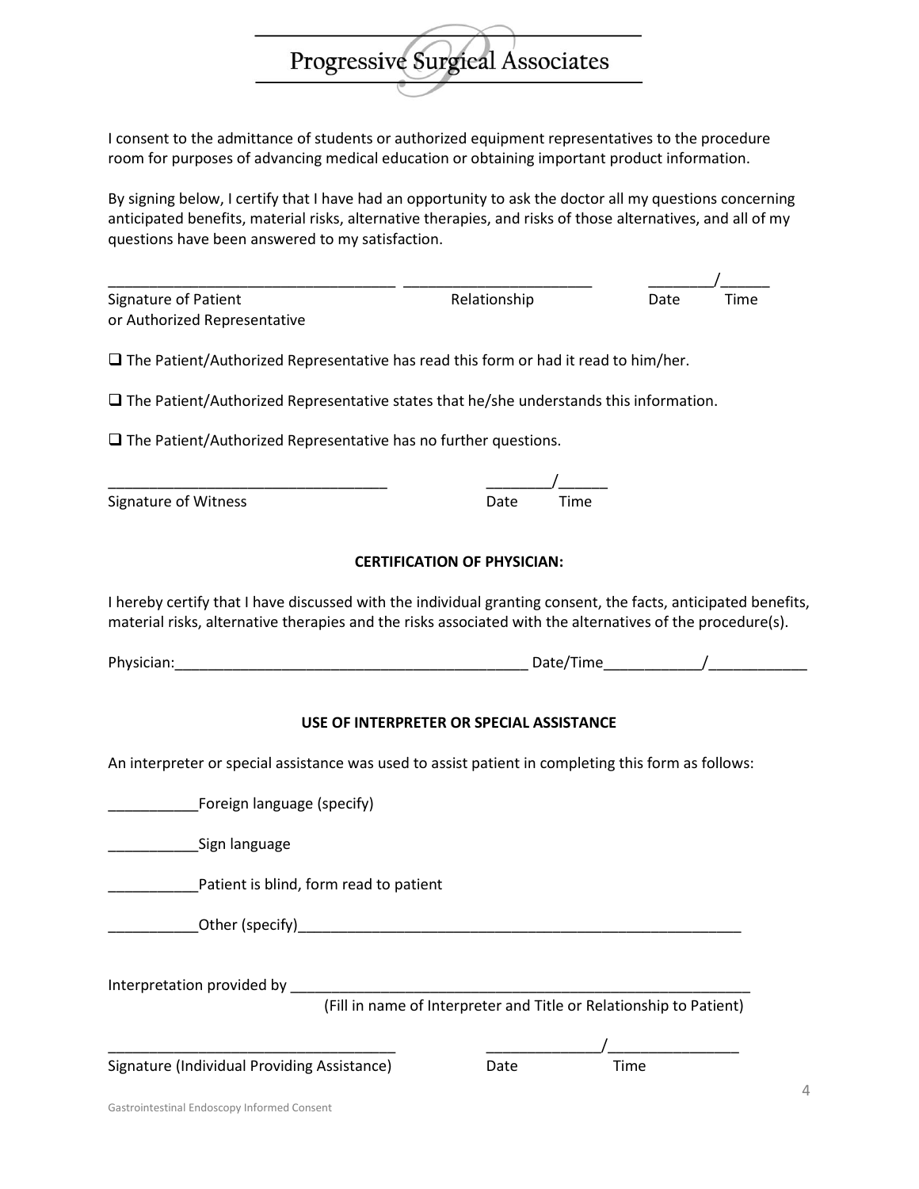# Progressive Surgical Associates

I consent to the admittance of students or authorized equipment representatives to the procedure room for purposes of advancing medical education or obtaining important product information.

By signing below, I certify that I have had an opportunity to ask the doctor all my questions concerning anticipated benefits, material risks, alternative therapies, and risks of those alternatives, and all of my questions have been answered to my satisfaction.

___________________________________ ______________________ ________/______
Signature of Patient or Authorized Representative | Relationship | Date | Time

❑ The Patient/Authorized Representative has read this form or had it read to him/her.

❑ The Patient/Authorized Representative states that he/she understands this information.

❑ The Patient/Authorized Representative has no further questions.

__________________________________ ________/______
Signature of Witness | Date | Time

**CERTIFICATION OF PHYSICIAN:**

I hereby certify that I have discussed with the individual granting consent, the facts, anticipated benefits, material risks, alternative therapies and the risks associated with the alternatives of the procedure(s).

Physician:____________________________________________ Date/Time____________/____________

**USE OF INTERPRETER OR SPECIAL ASSISTANCE**

An interpreter or special assistance was used to assist patient in completing this form as follows:

___________Foreign language (specify)

___________Sign language

___________Patient is blind, form read to patient

___________Other (specify)________________________________________________________

Interpretation provided by _________________________________________________________
(Fill in name of Interpreter and Title or Relationship to Patient)

___________________________________ ______________/________________
Signature (Individual Providing Assistance) | Date | Time

Gastrointestinal Endoscopy Informed Consent